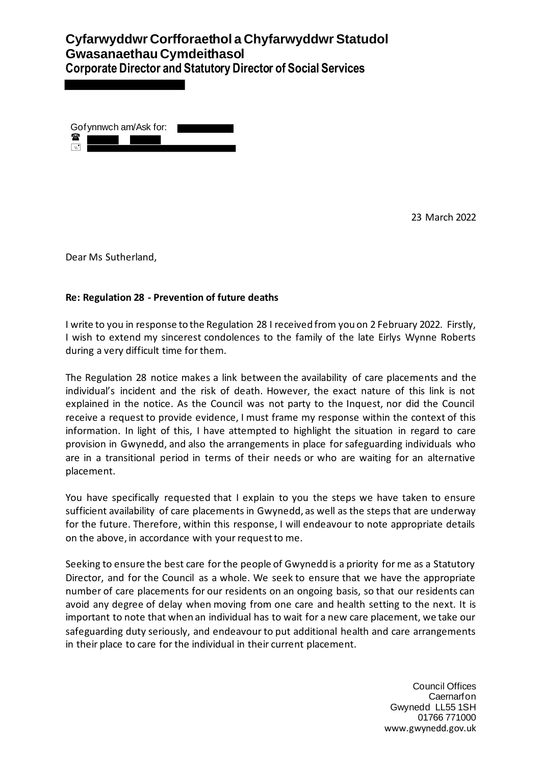# Cyfarwyddwr Corfforaethol a Chyfarwyddwr Statudol Gwasanaethau Cymdeithasol

## Corporate Director and Statutory Director of Social Services

Gofynnwch am/Ask for:

23 March 2022

Dear Ms Sutherland,

**Re: Regulation 28 - Prevention of future deaths**

I write to you in response to the Regulation 28 I received from you on 2 February 2022. Firstly, I wish to extend my sincerest condolences to the family of the late Eirlys Wynne Roberts during a very difficult time for them.

The Regulation 28 notice makes a link between the availability of care placements and the individual's incident and the risk of death. However, the exact nature of this link is not explained in the notice. As the Council was not party to the Inquest, nor did the Council receive a request to provide evidence, I must frame my response within the context of this information. In light of this, I have attempted to highlight the situation in regard to care provision in Gwynedd, and also the arrangements in place for safeguarding individuals who are in a transitional period in terms of their needs or who are waiting for an alternative placement.

You have specifically requested that I explain to you the steps we have taken to ensure sufficient availability of care placements in Gwynedd, as well as the steps that are underway for the future. Therefore, within this response, I will endeavour to note appropriate details on the above, in accordance with your request to me.

Seeking to ensure the best care for the people of Gwynedd is a priority for me as a Statutory Director, and for the Council as a whole. We seek to ensure that we have the appropriate number of care placements for our residents on an ongoing basis, so that our residents can avoid any degree of delay when moving from one care and health setting to the next. It is important to note that when an individual has to wait for a new care placement, we take our safeguarding duty seriously, and endeavour to put additional health and care arrangements in their place to care for the individual in their current placement.

Council Offices
Caernarfon
Gwynedd LL55 1SH
01766 771000
www.gwynedd.gov.uk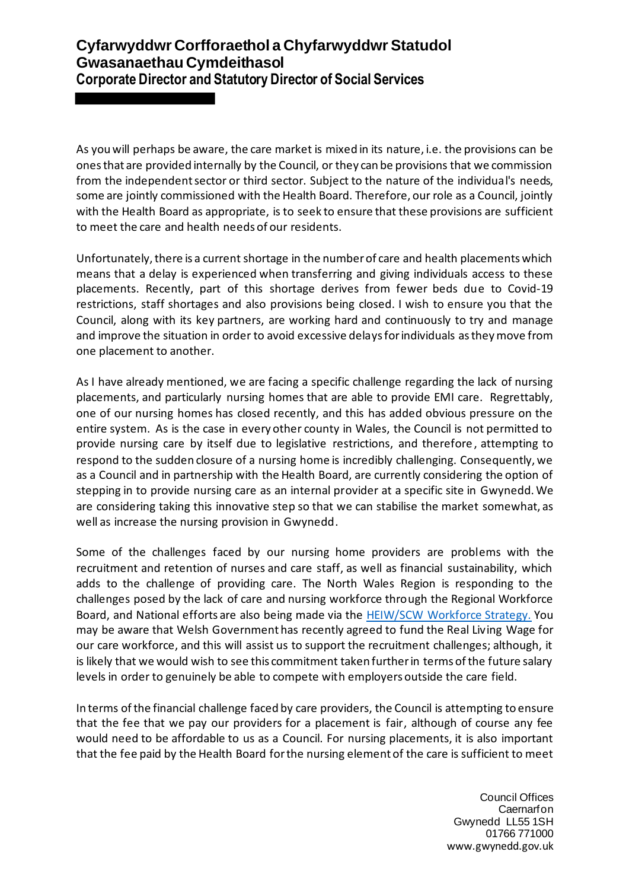As you will perhaps be aware, the care market is mixed in its nature, i.e. the provisions can be ones that are provided internally by the Council, or they can be provisions that we commission from the independent sector or third sector. Subject to the nature of the individual's needs, some are jointly commissioned with the Health Board. Therefore, our role as a Council, jointly with the Health Board as appropriate, is to seek to ensure that these provisions are sufficient to meet the care and health needs of our residents.

Unfortunately, there is a current shortage in the number of care and health placements which means that a delay is experienced when transferring and giving individuals access to these placements. Recently, part of this shortage derives from fewer beds due to Covid-19 restrictions, staff shortages and also provisions being closed. I wish to ensure you that the Council, along with its key partners, are working hard and continuously to try and manage and improve the situation in order to avoid excessive delays for individuals as they move from one placement to another.

As I have already mentioned, we are facing a specific challenge regarding the lack of nursing placements, and particularly nursing homes that are able to provide EMI care. Regrettably, one of our nursing homes has closed recently, and this has added obvious pressure on the entire system. As is the case in every other county in Wales, the Council is not permitted to provide nursing care by itself due to legislative restrictions, and therefore, attempting to respond to the sudden closure of a nursing home is incredibly challenging. Consequently, we as a Council and in partnership with the Health Board, are currently considering the option of stepping in to provide nursing care as an internal provider at a specific site in Gwynedd. We are considering taking this innovative step so that we can stabilise the market somewhat, as well as increase the nursing provision in Gwynedd.

Some of the challenges faced by our nursing home providers are problems with the recruitment and retention of nurses and care staff, as well as financial sustainability, which adds to the challenge of providing care. The North Wales Region is responding to the challenges posed by the lack of care and nursing workforce through the Regional Workforce Board, and National efforts are also being made via the HEIW/SCW Workforce Strategy. You may be aware that Welsh Government has recently agreed to fund the Real Living Wage for our care workforce, and this will assist us to support the recruitment challenges; although, it is likely that we would wish to see this commitment taken further in terms of the future salary levels in order to genuinely be able to compete with employers outside the care field.

In terms of the financial challenge faced by care providers, the Council is attempting to ensure that the fee that we pay our providers for a placement is fair, although of course any fee would need to be affordable to us as a Council. For nursing placements, it is also important that the fee paid by the Health Board for the nursing element of the care is sufficient to meet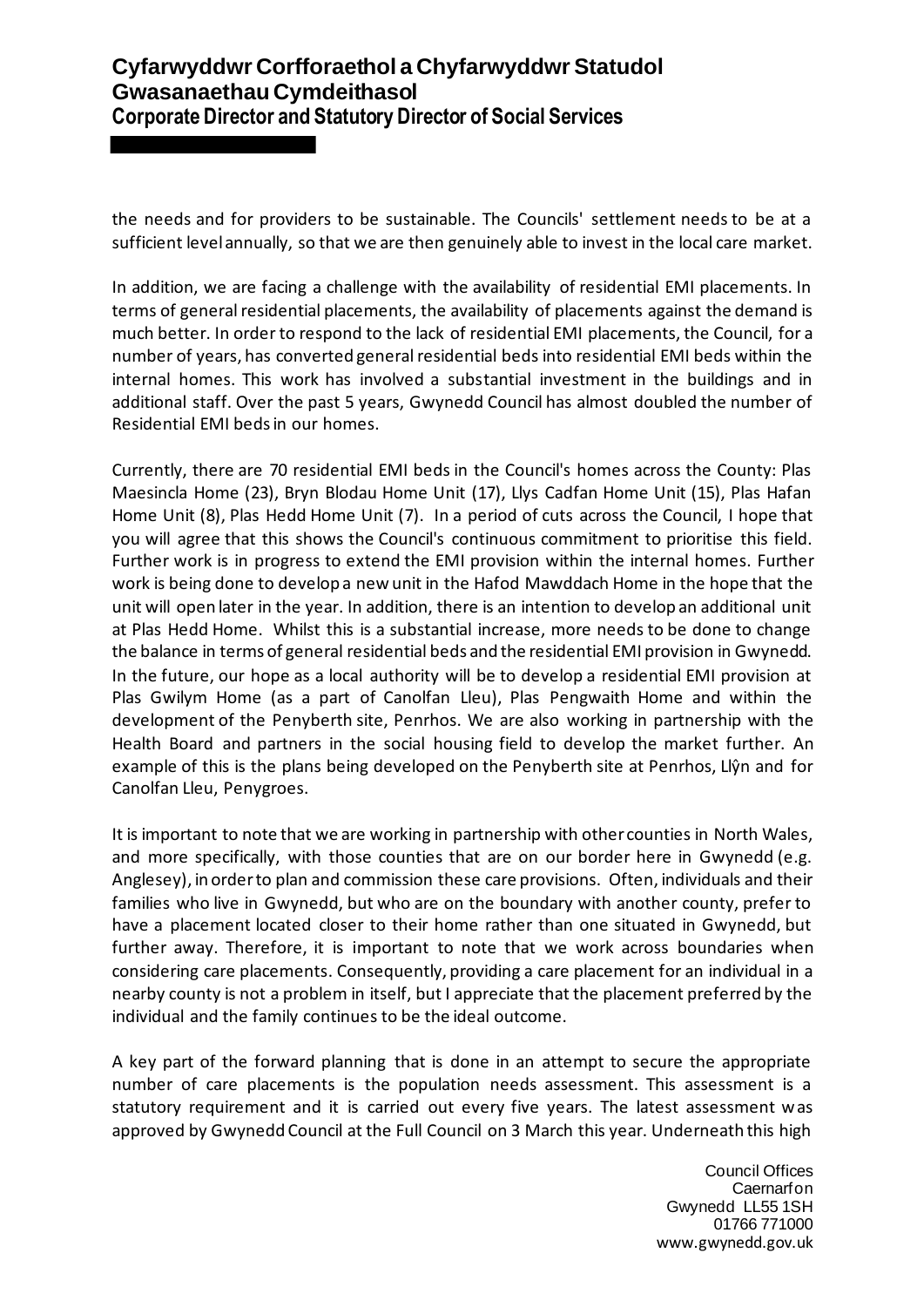the needs and for providers to be sustainable. The Councils' settlement needs to be at a sufficient level annually, so that we are then genuinely able to invest in the local care market.

In addition, we are facing a challenge with the availability of residential EMI placements. In terms of general residential placements, the availability of placements against the demand is much better. In order to respond to the lack of residential EMI placements, the Council, for a number of years, has converted general residential beds into residential EMI beds within the internal homes. This work has involved a substantial investment in the buildings and in additional staff. Over the past 5 years, Gwynedd Council has almost doubled the number of Residential EMI beds in our homes.

Currently, there are 70 residential EMI beds in the Council's homes across the County: Plas Maesincla Home (23), Bryn Blodau Home Unit (17), Llys Cadfan Home Unit (15), Plas Hafan Home Unit (8), Plas Hedd Home Unit (7). In a period of cuts across the Council, I hope that you will agree that this shows the Council's continuous commitment to prioritise this field. Further work is in progress to extend the EMI provision within the internal homes. Further work is being done to develop a new unit in the Hafod Mawddach Home in the hope that the unit will open later in the year. In addition, there is an intention to develop an additional unit at Plas Hedd Home. Whilst this is a substantial increase, more needs to be done to change the balance in terms of general residential beds and the residential EMI provision in Gwynedd. In the future, our hope as a local authority will be to develop a residential EMI provision at Plas Gwilym Home (as a part of Canolfan Lleu), Plas Pengwaith Home and within the development of the Penyberth site, Penrhos. We are also working in partnership with the Health Board and partners in the social housing field to develop the market further. An example of this is the plans being developed on the Penyberth site at Penrhos, Llŷn and for Canolfan Lleu, Penygroes.

It is important to note that we are working in partnership with other counties in North Wales, and more specifically, with those counties that are on our border here in Gwynedd (e.g. Anglesey), in order to plan and commission these care provisions. Often, individuals and their families who live in Gwynedd, but who are on the boundary with another county, prefer to have a placement located closer to their home rather than one situated in Gwynedd, but further away. Therefore, it is important to note that we work across boundaries when considering care placements. Consequently, providing a care placement for an individual in a nearby county is not a problem in itself, but I appreciate that the placement preferred by the individual and the family continues to be the ideal outcome.

A key part of the forward planning that is done in an attempt to secure the appropriate number of care placements is the population needs assessment. This assessment is a statutory requirement and it is carried out every five years. The latest assessment was approved by Gwynedd Council at the Full Council on 3 March this year. Underneath this high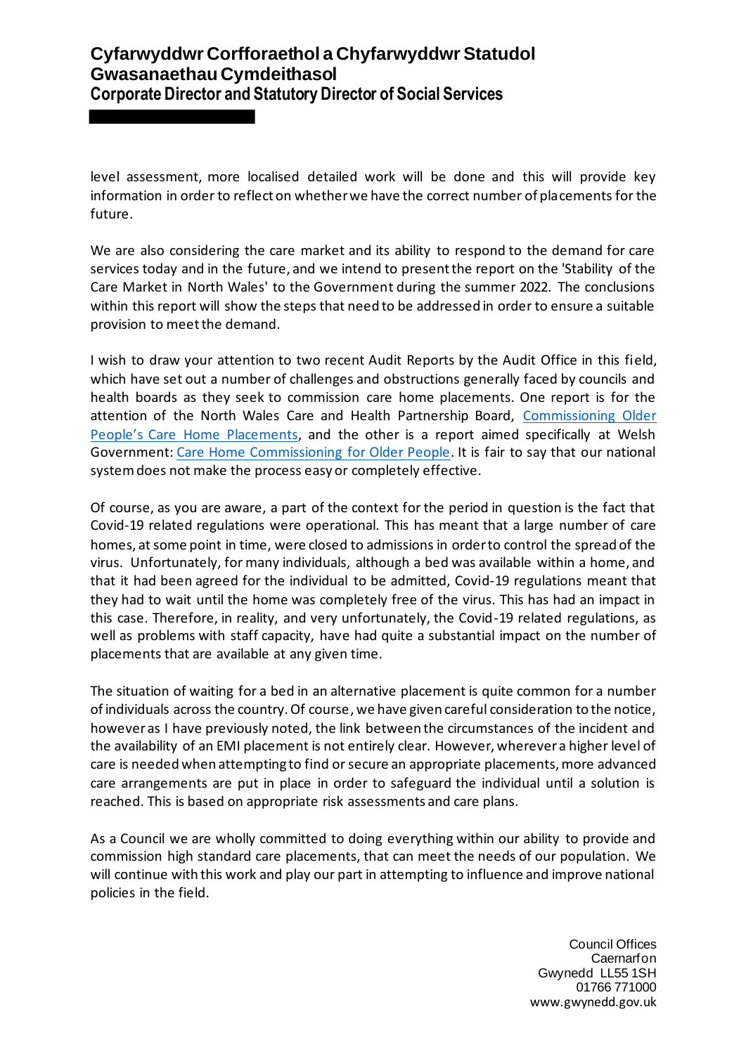level assessment, more localised detailed work will be done and this will provide key information in order to reflect on whether we have the correct number of placements for the future.

We are also considering the care market and its ability to respond to the demand for care services today and in the future, and we intend to present the report on the 'Stability of the Care Market in North Wales' to the Government during the summer 2022. The conclusions within this report will show the steps that need to be addressed in order to ensure a suitable provision to meet the demand.

I wish to draw your attention to two recent Audit Reports by the Audit Office in this field, which have set out a number of challenges and obstructions generally faced by councils and health boards as they seek to commission care home placements. One report is for the attention of the North Wales Care and Health Partnership Board, Commissioning Older People's Care Home Placements, and the other is a report aimed specifically at Welsh Government: Care Home Commissioning for Older People. It is fair to say that our national system does not make the process easy or completely effective.

Of course, as you are aware, a part of the context for the period in question is the fact that Covid-19 related regulations were operational. This has meant that a large number of care homes, at some point in time, were closed to admissions in order to control the spread of the virus. Unfortunately, for many individuals, although a bed was available within a home, and that it had been agreed for the individual to be admitted, Covid-19 regulations meant that they had to wait until the home was completely free of the virus. This has had an impact in this case. Therefore, in reality, and very unfortunately, the Covid-19 related regulations, as well as problems with staff capacity, have had quite a substantial impact on the number of placements that are available at any given time.

The situation of waiting for a bed in an alternative placement is quite common for a number of individuals across the country. Of course, we have given careful consideration to the notice, however as I have previously noted, the link between the circumstances of the incident and the availability of an EMI placement is not entirely clear. However, wherever a higher level of care is needed when attempting to find or secure an appropriate placements, more advanced care arrangements are put in place in order to safeguard the individual until a solution is reached. This is based on appropriate risk assessments and care plans.

As a Council we are wholly committed to doing everything within our ability to provide and commission high standard care placements, that can meet the needs of our population. We will continue with this work and play our part in attempting to influence and improve national policies in the field.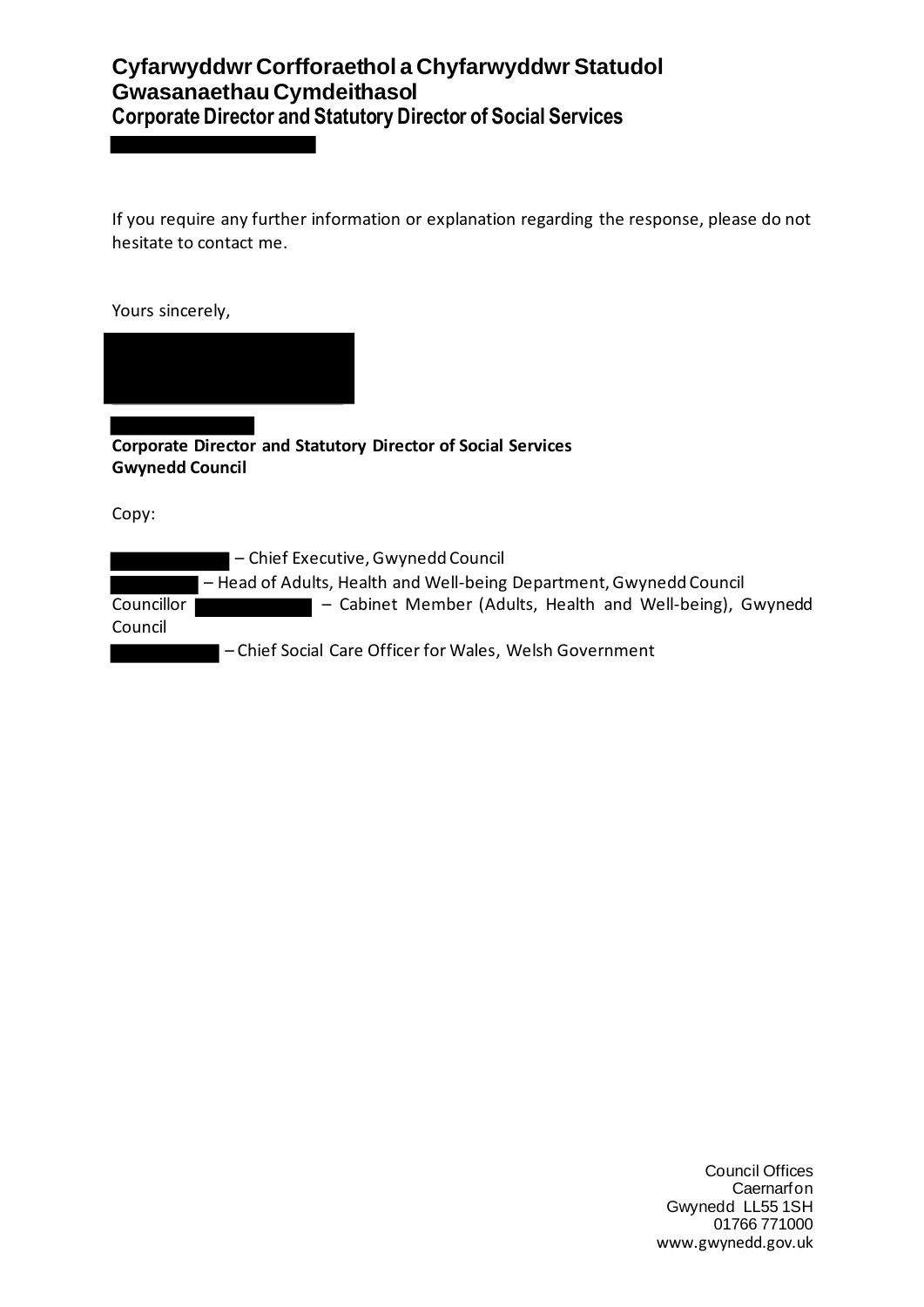**Cyfarwyddwr Corfforaethol a Chyfarwyddwr Statudol Gwasanaethau Cymdeithasol**
**Corporate Director and Statutory Director of Social Services**

If you require any further information or explanation regarding the response, please do not hesitate to contact me.

Yours sincerely,

**Corporate Director and Statutory Director of Social Services**
**Gwynedd Council**

Copy:

– Chief Executive, Gwynedd Council
– Head of Adults, Health and Well-being Department, Gwynedd Council
Councillor – Cabinet Member (Adults, Health and Well-being), Gwynedd Council
– Chief Social Care Officer for Wales, Welsh Government

Council Offices
Caernarfon
Gwynedd LL55 1SH
01766 771000
www.gwynedd.gov.uk